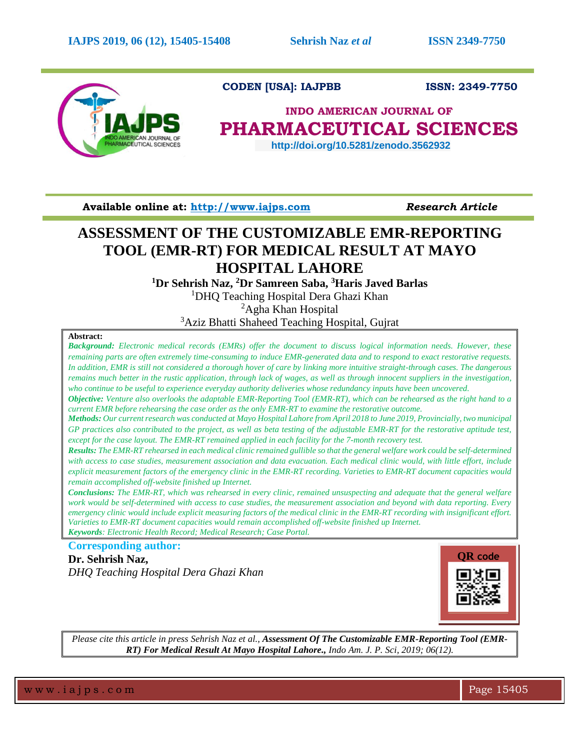CODEN [USA]: IAJPBB ISSN: 2349-7750

**INDO AMERICAN JOURNAL OF**
# PHARMACEUTICAL SCIENCES

http://doi.org/10.5281/zenodo.3562932

**Available online at: http://www.iajps.com** ***Research Article***

# ASSESSMENT OF THE CUSTOMIZABLE EMR-REPORTING TOOL (EMR-RT) FOR MEDICAL RESULT AT MAYO HOSPITAL LAHORE

**[1]Dr Sehrish Naz, [2]Dr Samreen Saba, [3]Haris Javed Barlas**

[1]DHQ Teaching Hospital Dera Ghazi Khan
[2]Agha Khan Hospital
[3]Aziz Bhatti Shaheed Teaching Hospital, Gujrat

**Abstract:**

***Background:*** *Electronic medical records (EMRs) offer the document to discuss logical information needs. However, these remaining parts are often extremely time-consuming to induce EMR-generated data and to respond to exact restorative requests. In addition, EMR is still not considered a thorough hover of care by linking more intuitive straight-through cases. The dangerous remains much better in the rustic application, through lack of wages, as well as through innocent suppliers in the investigation, who continue to be useful to experience everyday authority deliveries whose redundancy inputs have been uncovered.*

***Objective:*** *Venture also overlooks the adaptable EMR-Reporting Tool (EMR-RT), which can be rehearsed as the right hand to a current EMR before rehearsing the case order as the only EMR-RT to examine the restorative outcome.*

***Methods:*** *Our current research was conducted at Mayo Hospital Lahore from April 2018 to June 2019, Provincially, two municipal GP practices also contributed to the project, as well as beta testing of the adjustable EMR-RT for the restorative aptitude test, except for the case layout. The EMR-RT remained applied in each facility for the 7-month recovery test.*

***Results:*** *The EMR-RT rehearsed in each medical clinic remained gullible so that the general welfare work could be self-determined with access to case studies, measurement association and data evacuation. Each medical clinic would, with little effort, include explicit measurement factors of the emergency clinic in the EMR-RT recording. Varieties to EMR-RT document capacities would remain accomplished off-website finished up Internet.*

***Conclusions:*** *The EMR-RT, which was rehearsed in every clinic, remained unsuspecting and adequate that the general welfare work would be self-determined with access to case studies, the measurement association and beyond with data reporting. Every emergency clinic would include explicit measuring factors of the medical clinic in the EMR-RT recording with insignificant effort. Varieties to EMR-RT document capacities would remain accomplished off-website finished up Internet.*

***Keywords****: Electronic Health Record; Medical Research; Case Portal.*

**Corresponding author:**

**Dr. Sehrish Naz,**
*DHQ Teaching Hospital Dera Ghazi Khan*

QR code

*Please cite this article in press Sehrish Naz et al.,* ***Assessment Of The Customizable EMR-Reporting Tool (EMR-RT) For Medical Result At Mayo Hospital Lahore.,*** *Indo Am. J. P. Sci, 2019; 06(12).*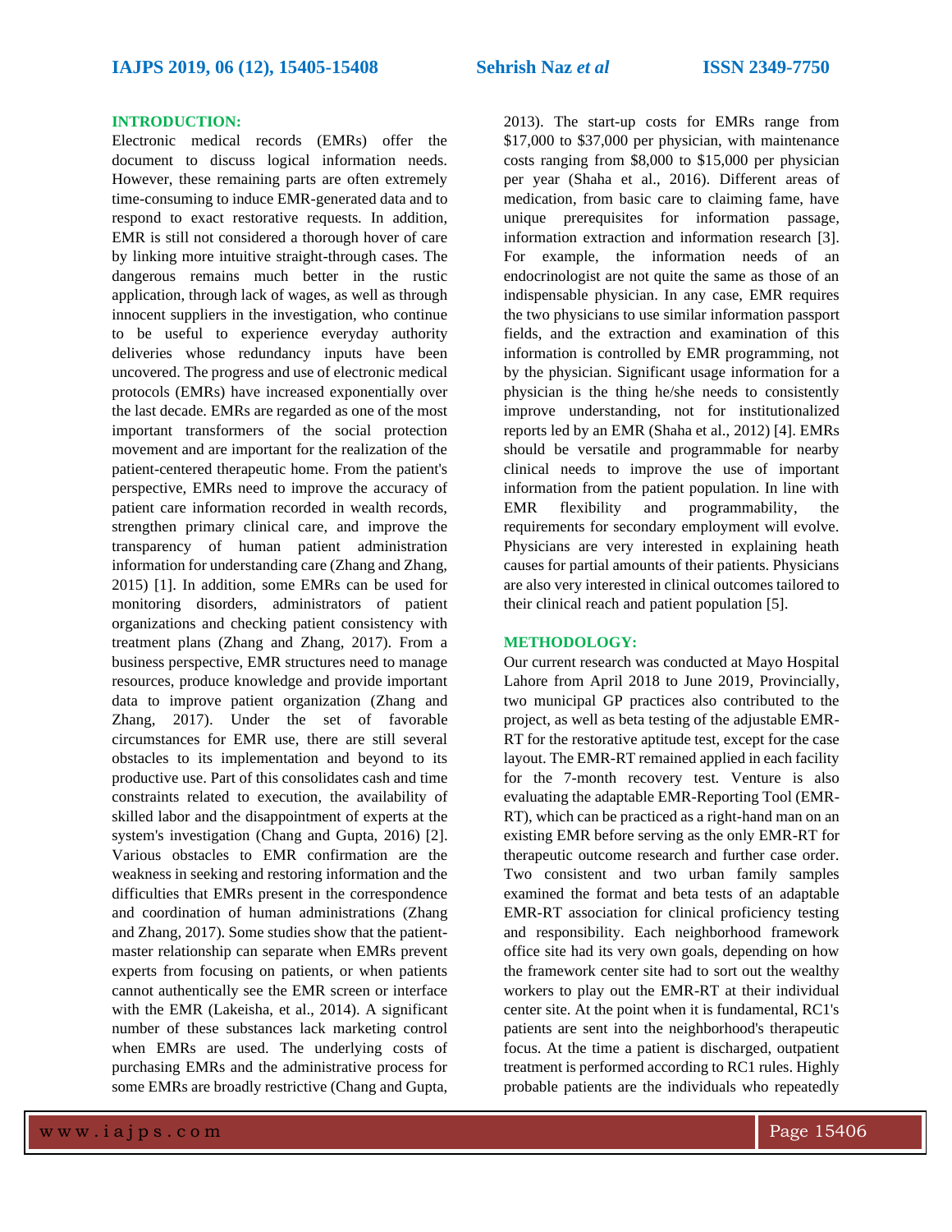## INTRODUCTION:

Electronic medical records (EMRs) offer the document to discuss logical information needs. However, these remaining parts are often extremely time-consuming to induce EMR-generated data and to respond to exact restorative requests. In addition, EMR is still not considered a thorough hover of care by linking more intuitive straight-through cases. The dangerous remains much better in the rustic application, through lack of wages, as well as through innocent suppliers in the investigation, who continue to be useful to experience everyday authority deliveries whose redundancy inputs have been uncovered. The progress and use of electronic medical protocols (EMRs) have increased exponentially over the last decade. EMRs are regarded as one of the most important transformers of the social protection movement and are important for the realization of the patient-centered therapeutic home. From the patient's perspective, EMRs need to improve the accuracy of patient care information recorded in wealth records, strengthen primary clinical care, and improve the transparency of human patient administration information for understanding care (Zhang and Zhang, 2015) [1]. In addition, some EMRs can be used for monitoring disorders, administrators of patient organizations and checking patient consistency with treatment plans (Zhang and Zhang, 2017). From a business perspective, EMR structures need to manage resources, produce knowledge and provide important data to improve patient organization (Zhang and Zhang, 2017). Under the set of favorable circumstances for EMR use, there are still several obstacles to its implementation and beyond to its productive use. Part of this consolidates cash and time constraints related to execution, the availability of skilled labor and the disappointment of experts at the system's investigation (Chang and Gupta, 2016) [2]. Various obstacles to EMR confirmation are the weakness in seeking and restoring information and the difficulties that EMRs present in the correspondence and coordination of human administrations (Zhang and Zhang, 2017). Some studies show that the patient-master relationship can separate when EMRs prevent experts from focusing on patients, or when patients cannot authentically see the EMR screen or interface with the EMR (Lakeisha, et al., 2014). A significant number of these substances lack marketing control when EMRs are used. The underlying costs of purchasing EMRs and the administrative process for some EMRs are broadly restrictive (Chang and Gupta, 2013). The start-up costs for EMRs range from $17,000 to $37,000 per physician, with maintenance costs ranging from $8,000 to $15,000 per physician per year (Shaha et al., 2016). Different areas of medication, from basic care to claiming fame, have unique prerequisites for information passage, information extraction and information research [3]. For example, the information needs of an endocrinologist are not quite the same as those of an indispensable physician. In any case, EMR requires the two physicians to use similar information passport fields, and the extraction and examination of this information is controlled by EMR programming, not by the physician. Significant usage information for a physician is the thing he/she needs to consistently improve understanding, not for institutionalized reports led by an EMR (Shaha et al., 2012) [4]. EMRs should be versatile and programmable for nearby clinical needs to improve the use of important information from the patient population. In line with EMR flexibility and programmability, the requirements for secondary employment will evolve. Physicians are very interested in explaining heath causes for partial amounts of their patients. Physicians are also very interested in clinical outcomes tailored to their clinical reach and patient population [5].

## METHODOLOGY:

Our current research was conducted at Mayo Hospital Lahore from April 2018 to June 2019, Provincially, two municipal GP practices also contributed to the project, as well as beta testing of the adjustable EMR-RT for the restorative aptitude test, except for the case layout. The EMR-RT remained applied in each facility for the 7-month recovery test. Venture is also evaluating the adaptable EMR-Reporting Tool (EMR-RT), which can be practiced as a right-hand man on an existing EMR before serving as the only EMR-RT for therapeutic outcome research and further case order. Two consistent and two urban family samples examined the format and beta tests of an adaptable EMR-RT association for clinical proficiency testing and responsibility. Each neighborhood framework office site had its very own goals, depending on how the framework center site had to sort out the wealthy workers to play out the EMR-RT at their individual center site. At the point when it is fundamental, RC1's patients are sent into the neighborhood's therapeutic focus. At the time a patient is discharged, outpatient treatment is performed according to RC1 rules. Highly probable patients are the individuals who repeatedly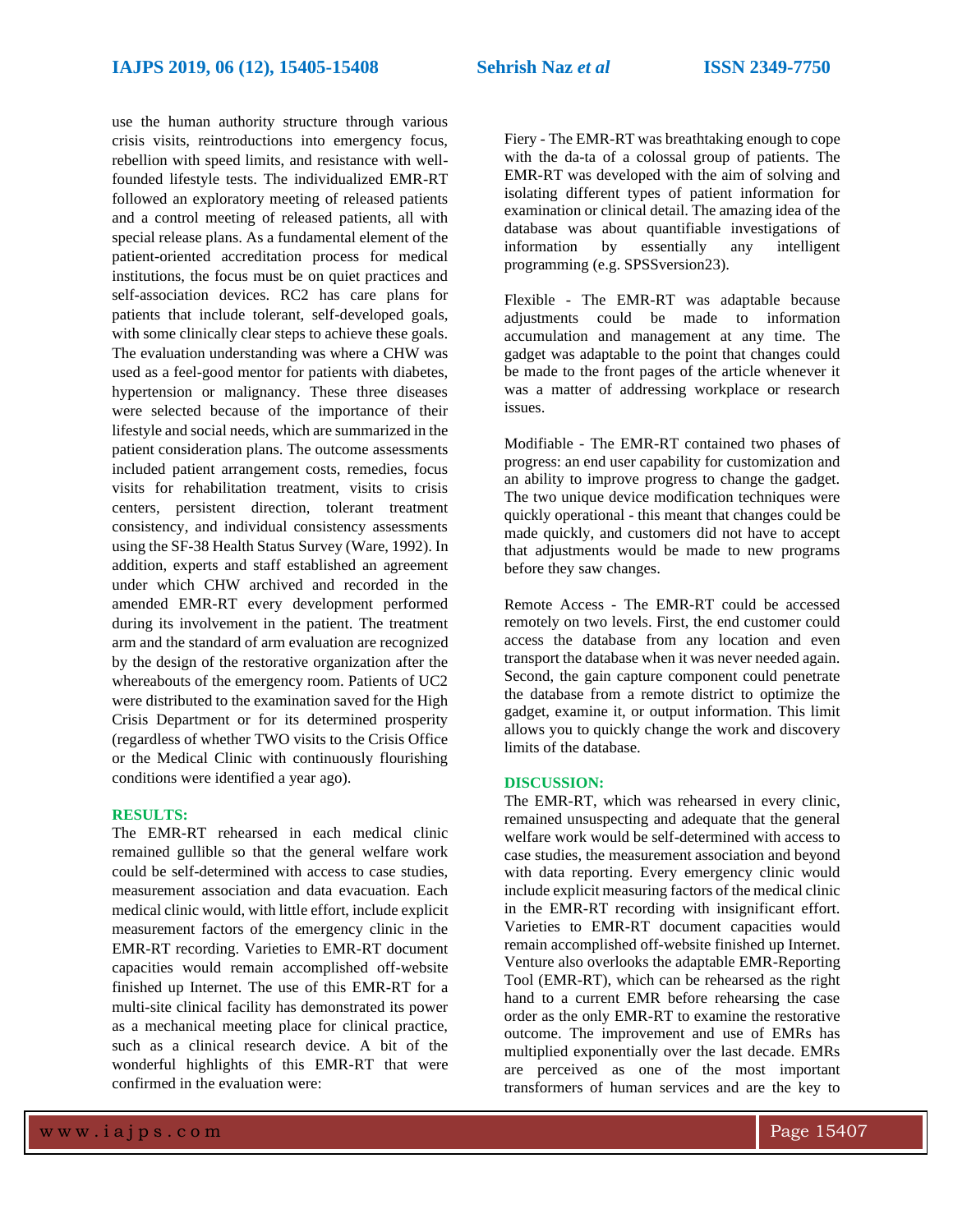use the human authority structure through various crisis visits, reintroductions into emergency focus, rebellion with speed limits, and resistance with well-founded lifestyle tests. The individualized EMR-RT followed an exploratory meeting of released patients and a control meeting of released patients, all with special release plans. As a fundamental element of the patient-oriented accreditation process for medical institutions, the focus must be on quiet practices and self-association devices. RC2 has care plans for patients that include tolerant, self-developed goals, with some clinically clear steps to achieve these goals. The evaluation understanding was where a CHW was used as a feel-good mentor for patients with diabetes, hypertension or malignancy. These three diseases were selected because of the importance of their lifestyle and social needs, which are summarized in the patient consideration plans. The outcome assessments included patient arrangement costs, remedies, focus visits for rehabilitation treatment, visits to crisis centers, persistent direction, tolerant treatment consistency, and individual consistency assessments using the SF-38 Health Status Survey (Ware, 1992). In addition, experts and staff established an agreement under which CHW archived and recorded in the amended EMR-RT every development performed during its involvement in the patient. The treatment arm and the standard of arm evaluation are recognized by the design of the restorative organization after the whereabouts of the emergency room. Patients of UC2 were distributed to the examination saved for the High Crisis Department or for its determined prosperity (regardless of whether TWO visits to the Crisis Office or the Medical Clinic with continuously flourishing conditions were identified a year ago).

## RESULTS:

The EMR-RT rehearsed in each medical clinic remained gullible so that the general welfare work could be self-determined with access to case studies, measurement association and data evacuation. Each medical clinic would, with little effort, include explicit measurement factors of the emergency clinic in the EMR-RT recording. Varieties to EMR-RT document capacities would remain accomplished off-website finished up Internet. The use of this EMR-RT for a multi-site clinical facility has demonstrated its power as a mechanical meeting place for clinical practice, such as a clinical research device. A bit of the wonderful highlights of this EMR-RT that were confirmed in the evaluation were:

Fiery - The EMR-RT was breathtaking enough to cope with the da-ta of a colossal group of patients. The EMR-RT was developed with the aim of solving and isolating different types of patient information for examination or clinical detail. The amazing idea of the database was about quantifiable investigations of information by essentially any intelligent programming (e.g. SPSSversion23).

Flexible - The EMR-RT was adaptable because adjustments could be made to information accumulation and management at any time. The gadget was adaptable to the point that changes could be made to the front pages of the article whenever it was a matter of addressing workplace or research issues.

Modifiable - The EMR-RT contained two phases of progress: an end user capability for customization and an ability to improve progress to change the gadget. The two unique device modification techniques were quickly operational - this meant that changes could be made quickly, and customers did not have to accept that adjustments would be made to new programs before they saw changes.

Remote Access - The EMR-RT could be accessed remotely on two levels. First, the end customer could access the database from any location and even transport the database when it was never needed again. Second, the gain capture component could penetrate the database from a remote district to optimize the gadget, examine it, or output information. This limit allows you to quickly change the work and discovery limits of the database.

## DISCUSSION:

The EMR-RT, which was rehearsed in every clinic, remained unsuspecting and adequate that the general welfare work would be self-determined with access to case studies, the measurement association and beyond with data reporting. Every emergency clinic would include explicit measuring factors of the medical clinic in the EMR-RT recording with insignificant effort. Varieties to EMR-RT document capacities would remain accomplished off-website finished up Internet. Venture also overlooks the adaptable EMR-Reporting Tool (EMR-RT), which can be rehearsed as the right hand to a current EMR before rehearsing the case order as the only EMR-RT to examine the restorative outcome. The improvement and use of EMRs has multiplied exponentially over the last decade. EMRs are perceived as one of the most important transformers of human services and are the key to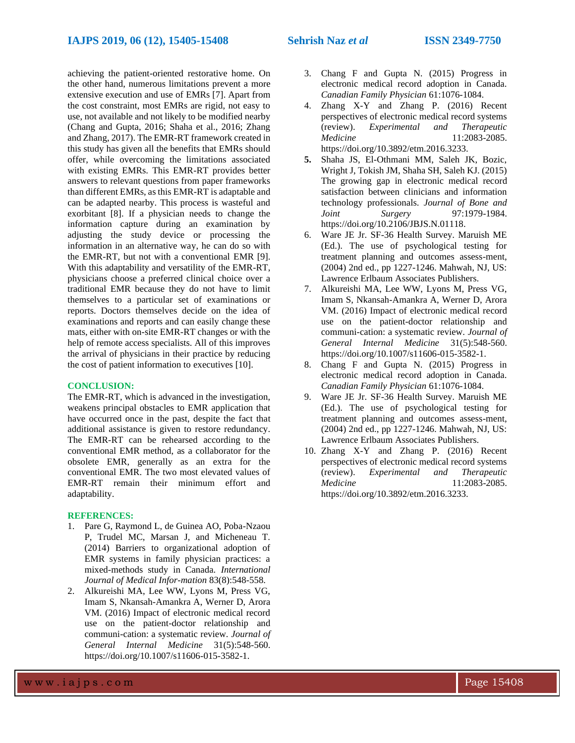achieving the patient-oriented restorative home. On the other hand, numerous limitations prevent a more extensive execution and use of EMRs [7]. Apart from the cost constraint, most EMRs are rigid, not easy to use, not available and not likely to be modified nearby (Chang and Gupta, 2016; Shaha et al., 2016; Zhang and Zhang, 2017). The EMR-RT framework created in this study has given all the benefits that EMRs should offer, while overcoming the limitations associated with existing EMRs. This EMR-RT provides better answers to relevant questions from paper frameworks than different EMRs, as this EMR-RT is adaptable and can be adapted nearby. This process is wasteful and exorbitant [8]. If a physician needs to change the information capture during an examination by adjusting the study device or processing the information in an alternative way, he can do so with the EMR-RT, but not with a conventional EMR [9]. With this adaptability and versatility of the EMR-RT, physicians choose a preferred clinical choice over a traditional EMR because they do not have to limit themselves to a particular set of examinations or reports. Doctors themselves decide on the idea of examinations and reports and can easily change these mats, either with on-site EMR-RT changes or with the help of remote access specialists. All of this improves the arrival of physicians in their practice by reducing the cost of patient information to executives [10].

## CONCLUSION:

The EMR-RT, which is advanced in the investigation, weakens principal obstacles to EMR application that have occurred once in the past, despite the fact that additional assistance is given to restore redundancy. The EMR-RT can be rehearsed according to the conventional EMR method, as a collaborator for the obsolete EMR, generally as an extra for the conventional EMR. The two most elevated values of EMR-RT remain their minimum effort and adaptability.

## REFERENCES:

1. Pare G, Raymond L, de Guinea AO, Poba-Nzaou P, Trudel MC, Marsan J, and Micheneau T. (2014) Barriers to organizational adoption of EMR systems in family physician practices: a mixed-methods study in Canada. *International Journal of Medical Infor-mation* 83(8):548-558.
2. Alkureishi MA, Lee WW, Lyons M, Press VG, Imam S, Nkansah-Amankra A, Werner D, Arora VM. (2016) Impact of electronic medical record use on the patient-doctor relationship and communi-cation: a systematic review. *Journal of General Internal Medicine* 31(5):548-560. https://doi.org/10.1007/s11606-015-3582-1.
3. Chang F and Gupta N. (2015) Progress in electronic medical record adoption in Canada. *Canadian Family Physician* 61:1076-1084.
4. Zhang X-Y and Zhang P. (2016) Recent perspectives of electronic medical record systems (review). *Experimental and Therapeutic Medicine* 11:2083-2085. https://doi.org/10.3892/etm.2016.3233.
5. Shaha JS, El-Othmani MM, Saleh JK, Bozic, Wright J, Tokish JM, Shaha SH, Saleh KJ. (2015) The growing gap in electronic medical record satisfaction between clinicians and information technology professionals. *Journal of Bone and Joint Surgery* 97:1979-1984. https://doi.org/10.2106/JBJS.N.01118.
6. Ware JE Jr. SF-36 Health Survey. Maruish ME (Ed.). The use of psychological testing for treatment planning and outcomes assess-ment, (2004) 2nd ed., pp 1227-1246. Mahwah, NJ, US: Lawrence Erlbaum Associates Publishers.
7. Alkureishi MA, Lee WW, Lyons M, Press VG, Imam S, Nkansah-Amankra A, Werner D, Arora VM. (2016) Impact of electronic medical record use on the patient-doctor relationship and communi-cation: a systematic review. *Journal of General Internal Medicine* 31(5):548-560. https://doi.org/10.1007/s11606-015-3582-1.
8. Chang F and Gupta N. (2015) Progress in electronic medical record adoption in Canada. *Canadian Family Physician* 61:1076-1084.
9. Ware JE Jr. SF-36 Health Survey. Maruish ME (Ed.). The use of psychological testing for treatment planning and outcomes assess-ment, (2004) 2nd ed., pp 1227-1246. Mahwah, NJ, US: Lawrence Erlbaum Associates Publishers.
10. Zhang X-Y and Zhang P. (2016) Recent perspectives of electronic medical record systems (review). *Experimental and Therapeutic Medicine* 11:2083-2085. https://doi.org/10.3892/etm.2016.3233.